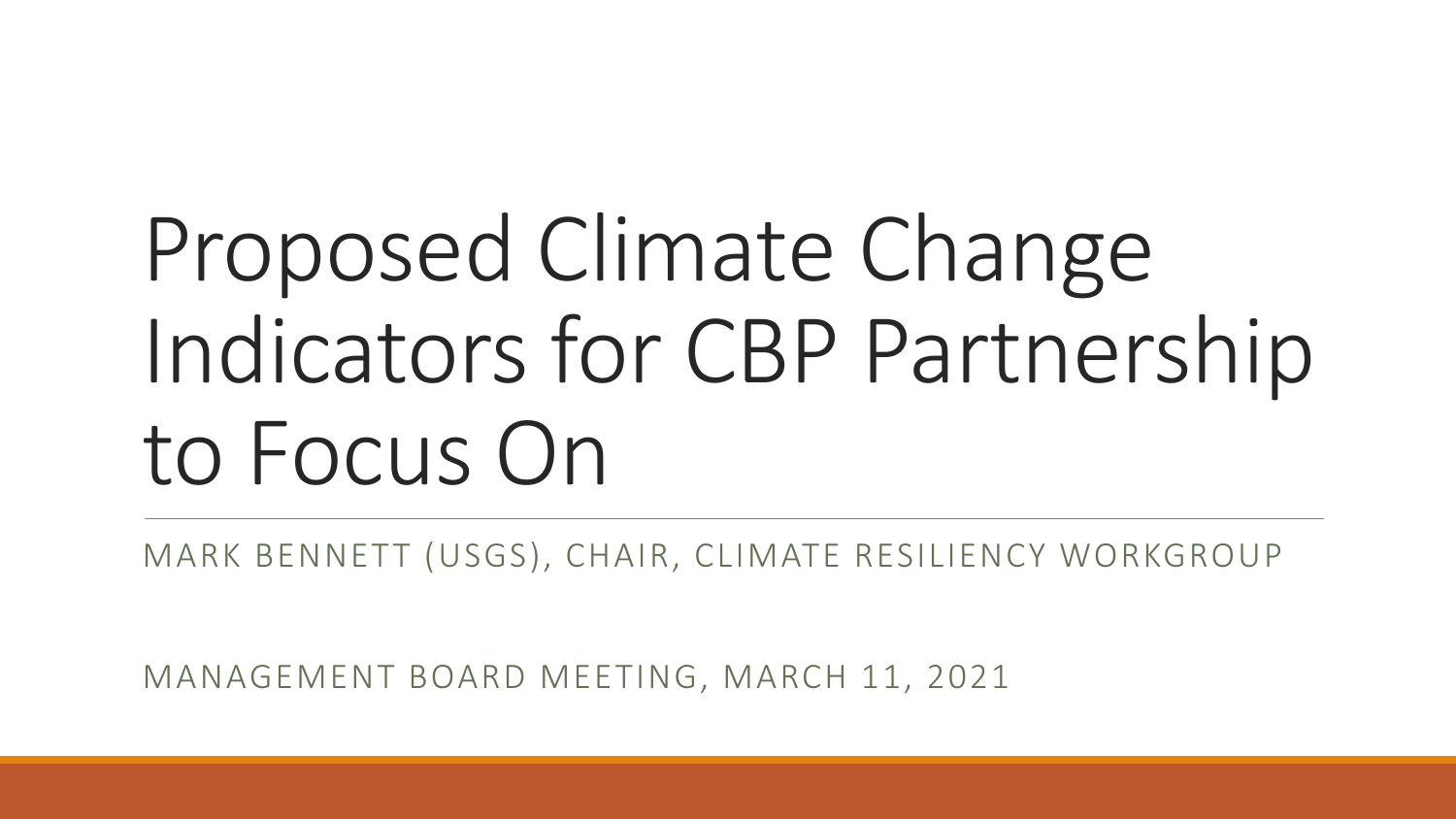# Proposed Climate Change Indicators for CBP Partnership to Focus On

MARK BENNETT (USGS), CHAIR, CLIMATE RESILIENCY WORKGROUP

MANAGEMENT BOARD MEETING, MARCH 11, 2021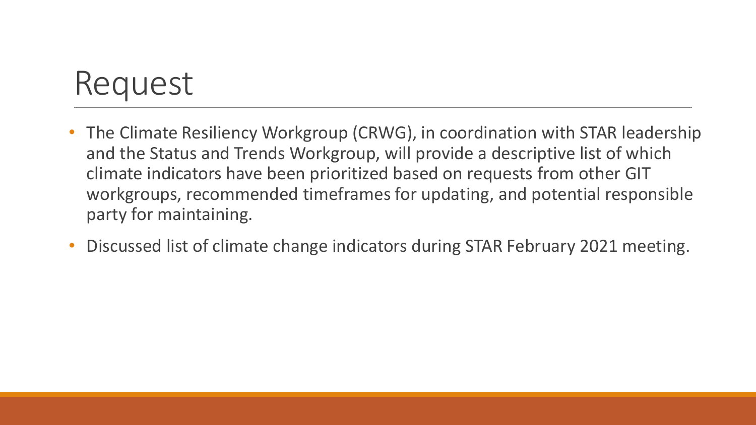# Request

- The Climate Resiliency Workgroup (CRWG), in coordination with STAR leadership and the Status and Trends Workgroup, will provide a descriptive list of which climate indicators have been prioritized based on requests from other GIT workgroups, recommended timeframes for updating, and potential responsible party for maintaining.
- Discussed list of climate change indicators during STAR February 2021 meeting.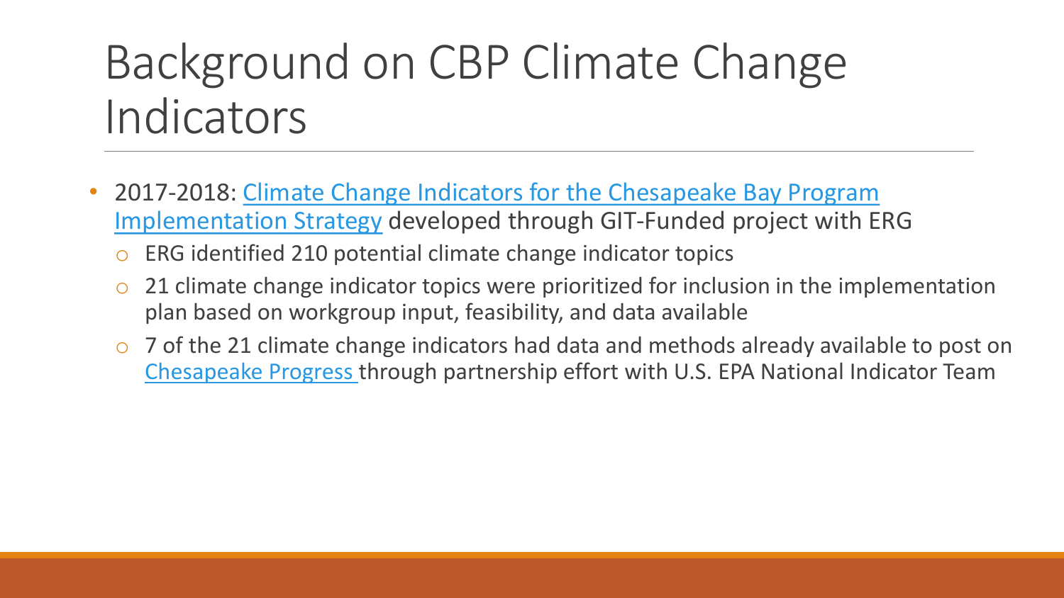# Background on CBP Climate Change Indicators

- 2017-2018: Climate Change Indicators for the Chesapeake Bay Program Implementation Strategy developed through GIT-Funded project with ERG
  - ERG identified 210 potential climate change indicator topics
  - 21 climate change indicator topics were prioritized for inclusion in the implementation plan based on workgroup input, feasibility, and data available
  - 7 of the 21 climate change indicators had data and methods already available to post on Chesapeake Progress through partnership effort with U.S. EPA National Indicator Team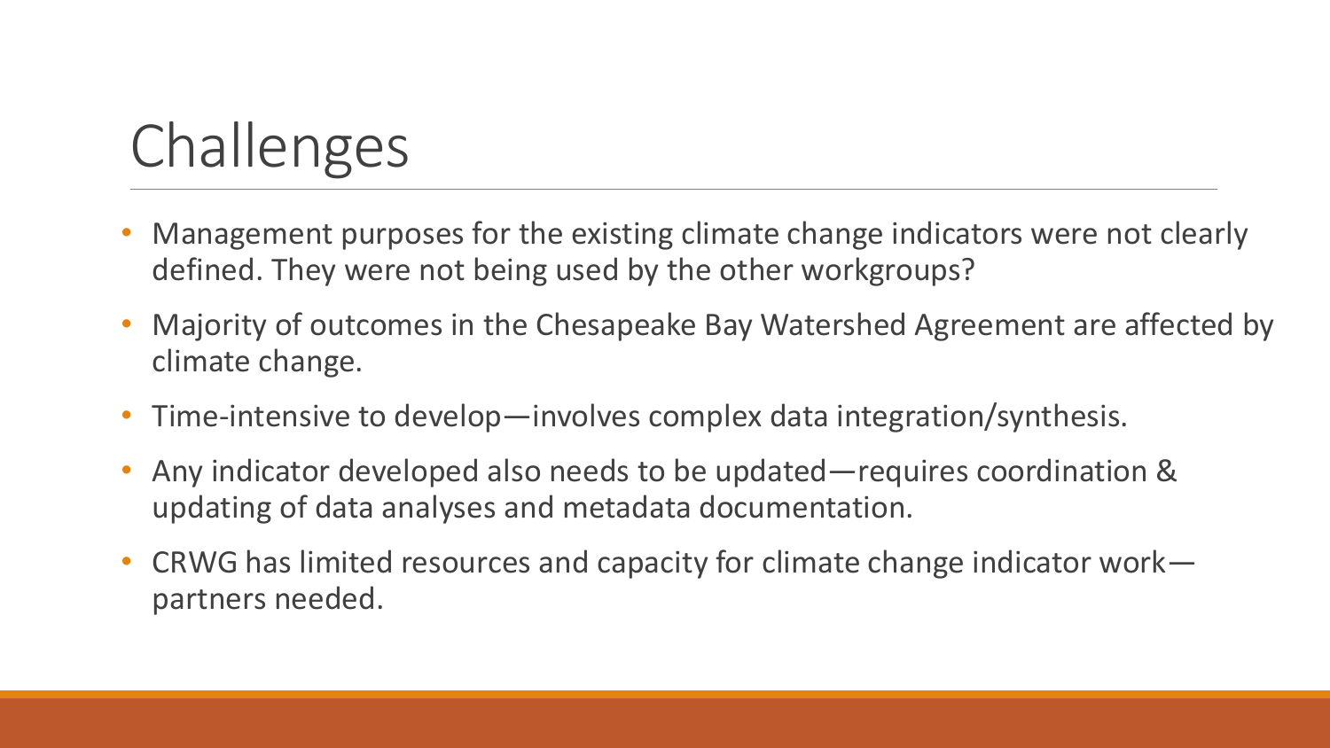# Challenges

- Management purposes for the existing climate change indicators were not clearly defined. They were not being used by the other workgroups?
- Majority of outcomes in the Chesapeake Bay Watershed Agreement are affected by climate change.
- Time-intensive to develop—involves complex data integration/synthesis.
- Any indicator developed also needs to be updated—requires coordination & updating of data analyses and metadata documentation.
- CRWG has limited resources and capacity for climate change indicator work—partners needed.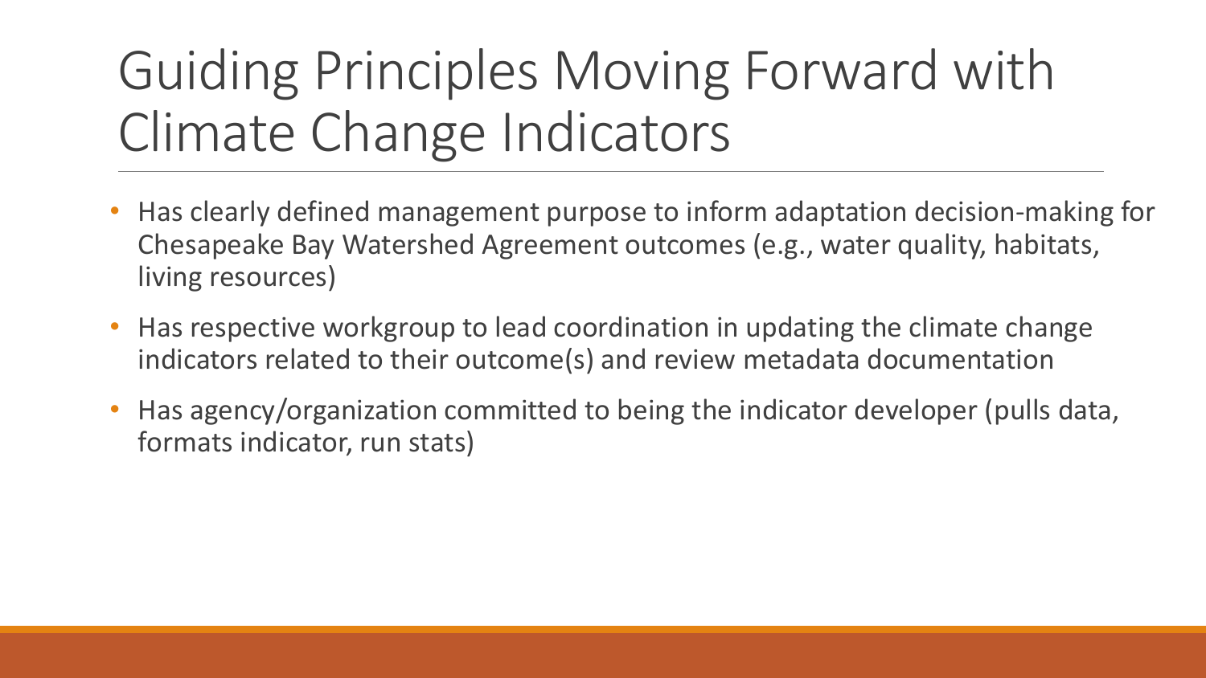# Guiding Principles Moving Forward with Climate Change Indicators

- Has clearly defined management purpose to inform adaptation decision-making for Chesapeake Bay Watershed Agreement outcomes (e.g., water quality, habitats, living resources)
- Has respective workgroup to lead coordination in updating the climate change indicators related to their outcome(s) and review metadata documentation
- Has agency/organization committed to being the indicator developer (pulls data, formats indicator, run stats)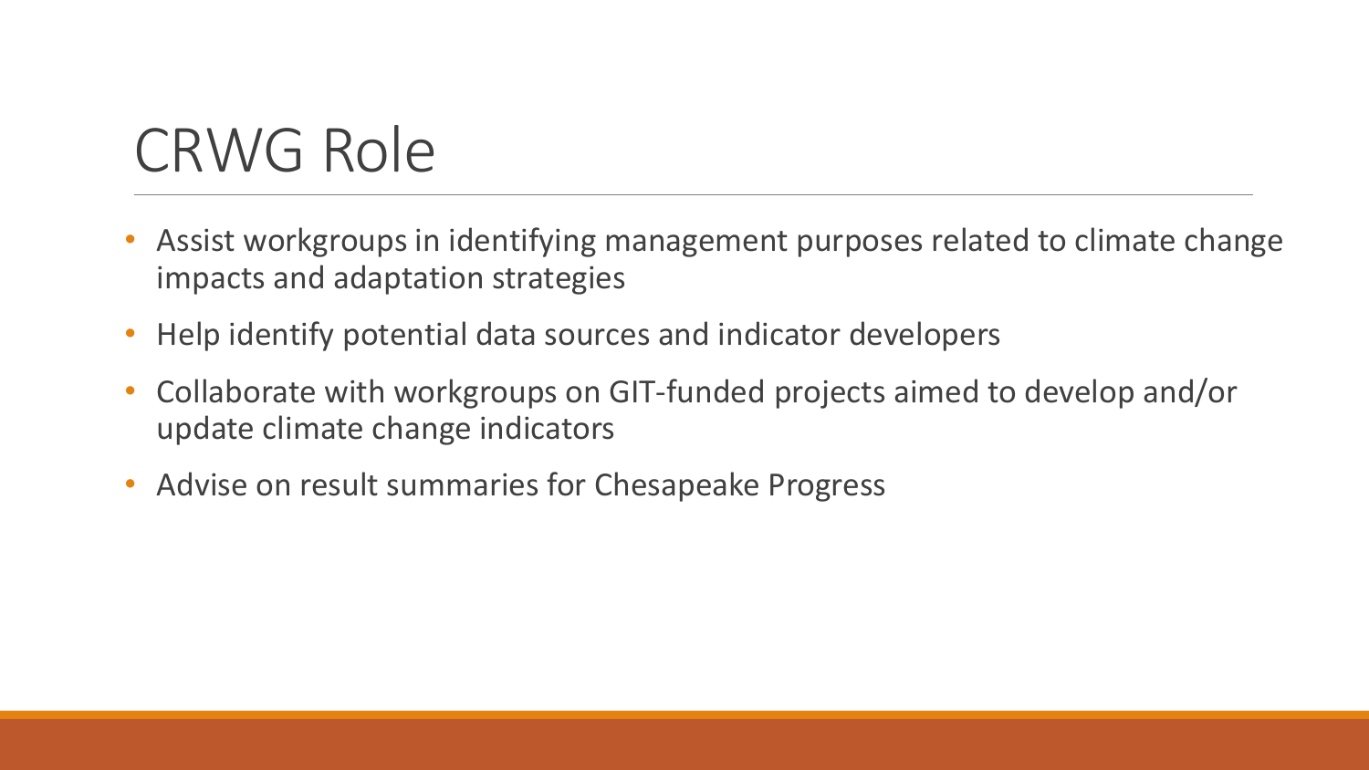# CRWG Role

- Assist workgroups in identifying management purposes related to climate change impacts and adaptation strategies
- Help identify potential data sources and indicator developers
- Collaborate with workgroups on GIT-funded projects aimed to develop and/or update climate change indicators
- Advise on result summaries for Chesapeake Progress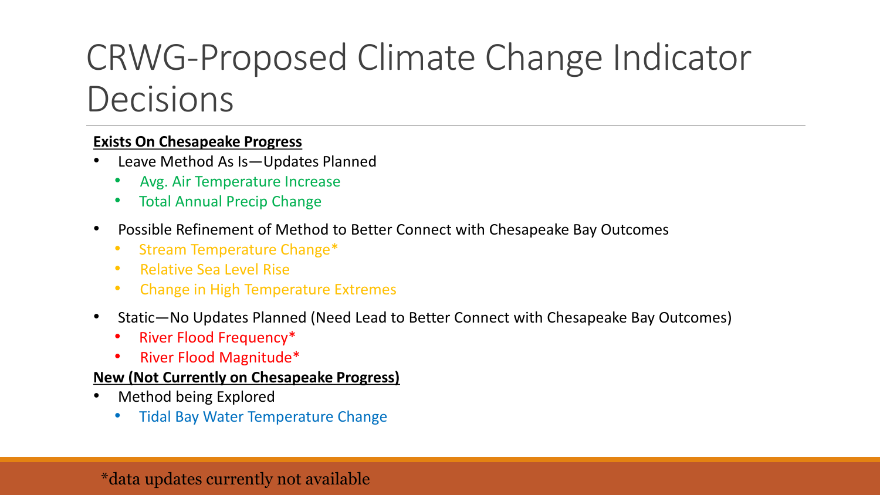# CRWG-Proposed Climate Change Indicator Decisions

**Exists On Chesapeake Progress**

- Leave Method As Is—Updates Planned
  - Avg. Air Temperature Increase
  - Total Annual Precip Change
- Possible Refinement of Method to Better Connect with Chesapeake Bay Outcomes
  - Stream Temperature Change*
  - Relative Sea Level Rise
  - Change in High Temperature Extremes
- Static—No Updates Planned (Need Lead to Better Connect with Chesapeake Bay Outcomes)
  - River Flood Frequency*
  - River Flood Magnitude*

**New (Not Currently on Chesapeake Progress)**

- Method being Explored
  - Tidal Bay Water Temperature Change

*data updates currently not available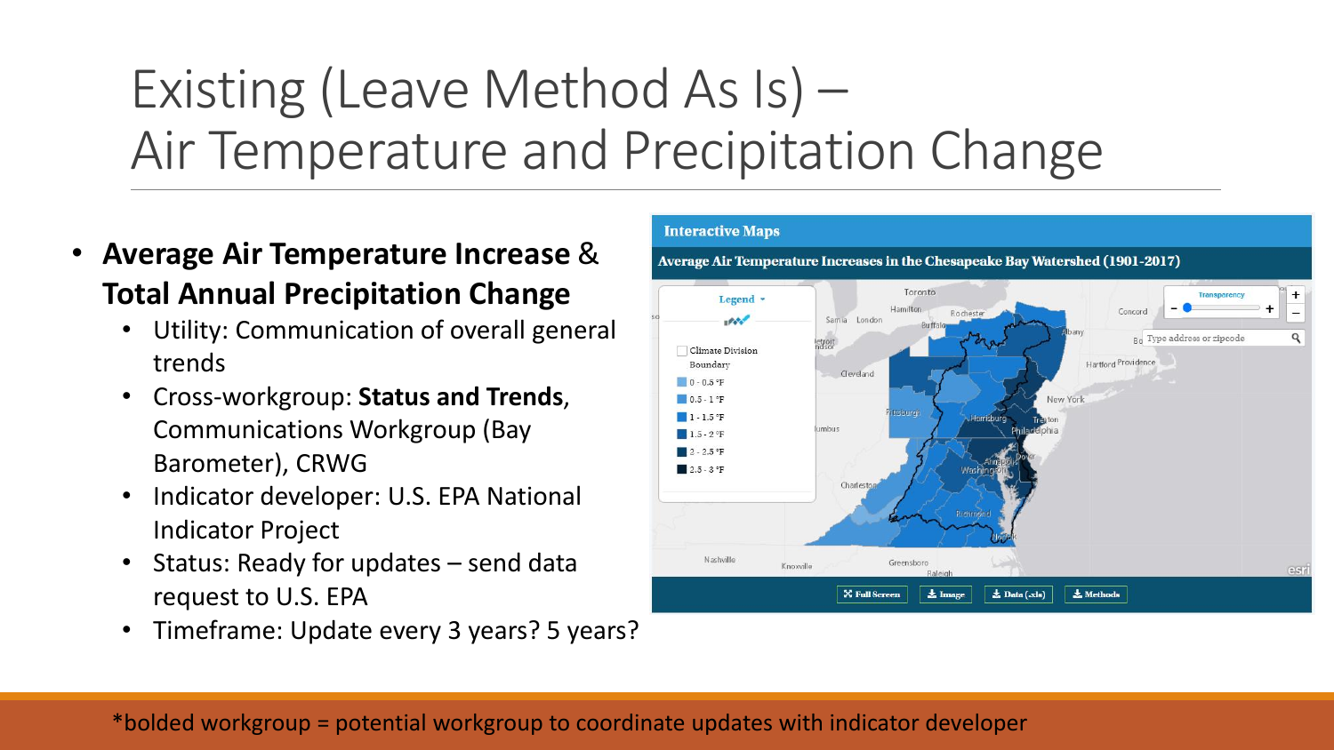# Existing (Leave Method As Is) – Air Temperature and Precipitation Change

- **Average Air Temperature Increase** & **Total Annual Precipitation Change**
  - Utility: Communication of overall general trends
  - Cross-workgroup: **Status and Trends**, Communications Workgroup (Bay Barometer), CRWG
  - Indicator developer: U.S. EPA National Indicator Project
  - Status: Ready for updates – send data request to U.S. EPA
  - Timeframe: Update every 3 years? 5 years?

*bolded workgroup = potential workgroup to coordinate updates with indicator developer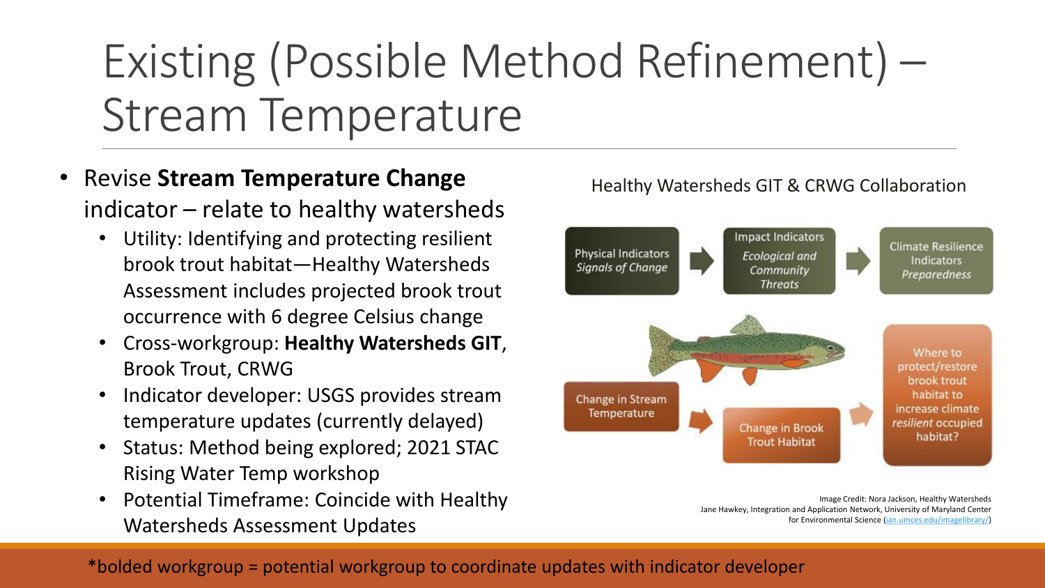# Existing (Possible Method Refinement) – Stream Temperature

- Revise **Stream Temperature Change** indicator – relate to healthy watersheds
  - Utility: Identifying and protecting resilient brook trout habitat—Healthy Watersheds Assessment includes projected brook trout occurrence with 6 degree Celsius change
  - Cross-workgroup: **Healthy Watersheds GIT**, Brook Trout, CRWG
  - Indicator developer: USGS provides stream temperature updates (currently delayed)
  - Status: Method being explored; 2021 STAC Rising Water Temp workshop
  - Potential Timeframe: Coincide with Healthy Watersheds Assessment Updates

Healthy Watersheds GIT & CRWG Collaboration

Physical Indicators *Signals of Change* → Impact Indicators *Ecological and Community Threats* → Climate Resilience Indicators *Preparedness*

Change in Stream Temperature → Change in Brook Trout Habitat → Where to protect/restore brook trout habitat to increase climate *resilient* occupied habitat?

Image Credit: Nora Jackson, Healthy Watersheds
Jane Hawkey, Integration and Application Network, University of Maryland Center for Environmental Science (ian.umces.edu/imagelibrary/)

*bolded workgroup = potential workgroup to coordinate updates with indicator developer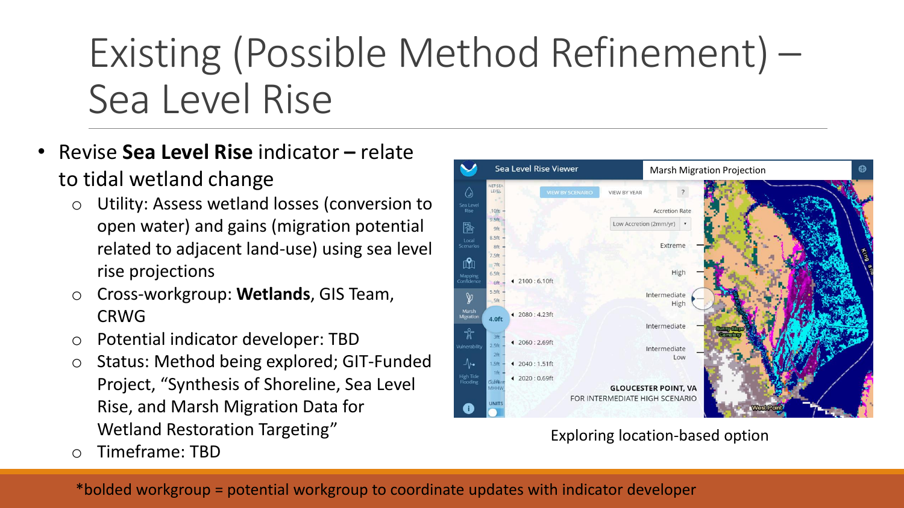# Existing (Possible Method Refinement) – Sea Level Rise

- Revise **Sea Level Rise** indicator **–** relate to tidal wetland change
  - Utility: Assess wetland losses (conversion to open water) and gains (migration potential related to adjacent land-use) using sea level rise projections
  - Cross-workgroup: **Wetlands**, GIS Team, CRWG
  - Potential indicator developer: TBD
  - Status: Method being explored; GIT-Funded Project, "Synthesis of Shoreline, Sea Level Rise, and Marsh Migration Data for Wetland Restoration Targeting"
  - Timeframe: TBD

Exploring location-based option

*bolded workgroup = potential workgroup to coordinate updates with indicator developer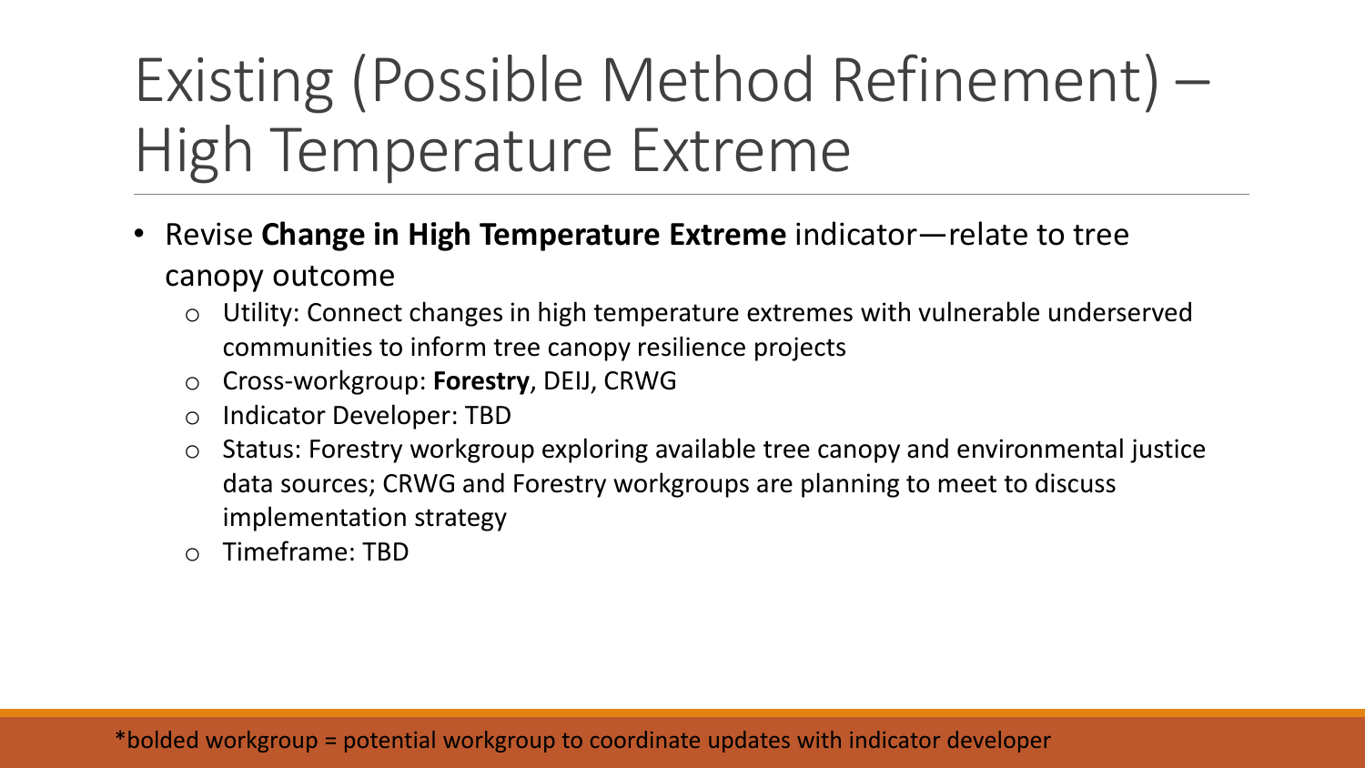# Existing (Possible Method Refinement) – High Temperature Extreme

- Revise **Change in High Temperature Extreme** indicator—relate to tree canopy outcome
  - Utility: Connect changes in high temperature extremes with vulnerable underserved communities to inform tree canopy resilience projects
  - Cross-workgroup: **Forestry**, DEIJ, CRWG
  - Indicator Developer: TBD
  - Status: Forestry workgroup exploring available tree canopy and environmental justice data sources; CRWG and Forestry workgroups are planning to meet to discuss implementation strategy
  - Timeframe: TBD

*bolded workgroup = potential workgroup to coordinate updates with indicator developer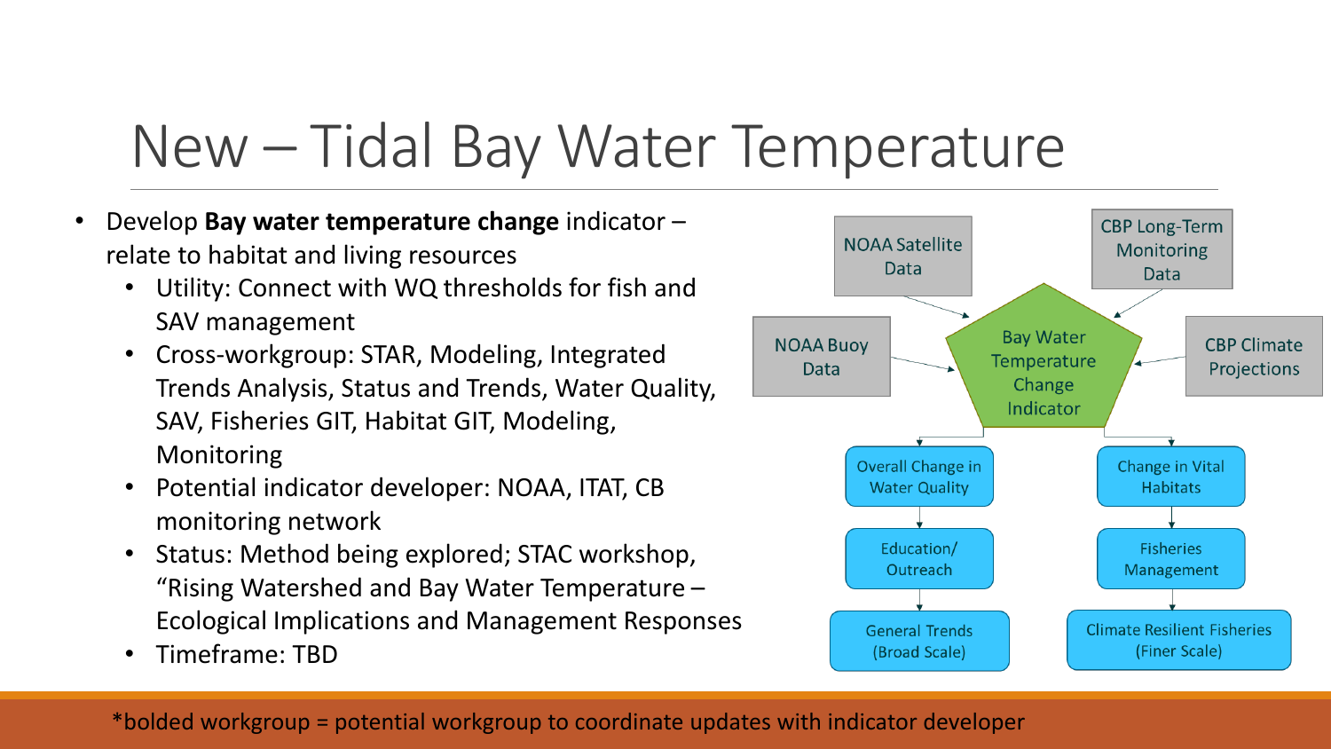# New – Tidal Bay Water Temperature

- Develop **Bay water temperature change** indicator – relate to habitat and living resources
  - Utility: Connect with WQ thresholds for fish and SAV management
  - Cross-workgroup: STAR, Modeling, Integrated Trends Analysis, Status and Trends, Water Quality, SAV, Fisheries GIT, Habitat GIT, Modeling, Monitoring
  - Potential indicator developer: NOAA, ITAT, CB monitoring network
  - Status: Method being explored; STAC workshop, "Rising Watershed and Bay Water Temperature – Ecological Implications and Management Responses
  - Timeframe: TBD

NOAA Satellite Data

CBP Long-Term Monitoring Data

NOAA Buoy Data

CBP Climate Projections

Bay Water Temperature Change Indicator

Overall Change in Water Quality → Education/ Outreach → General Trends (Broad Scale)

Change in Vital Habitats → Fisheries Management → Climate Resilient Fisheries (Finer Scale)

*bolded workgroup = potential workgroup to coordinate updates with indicator developer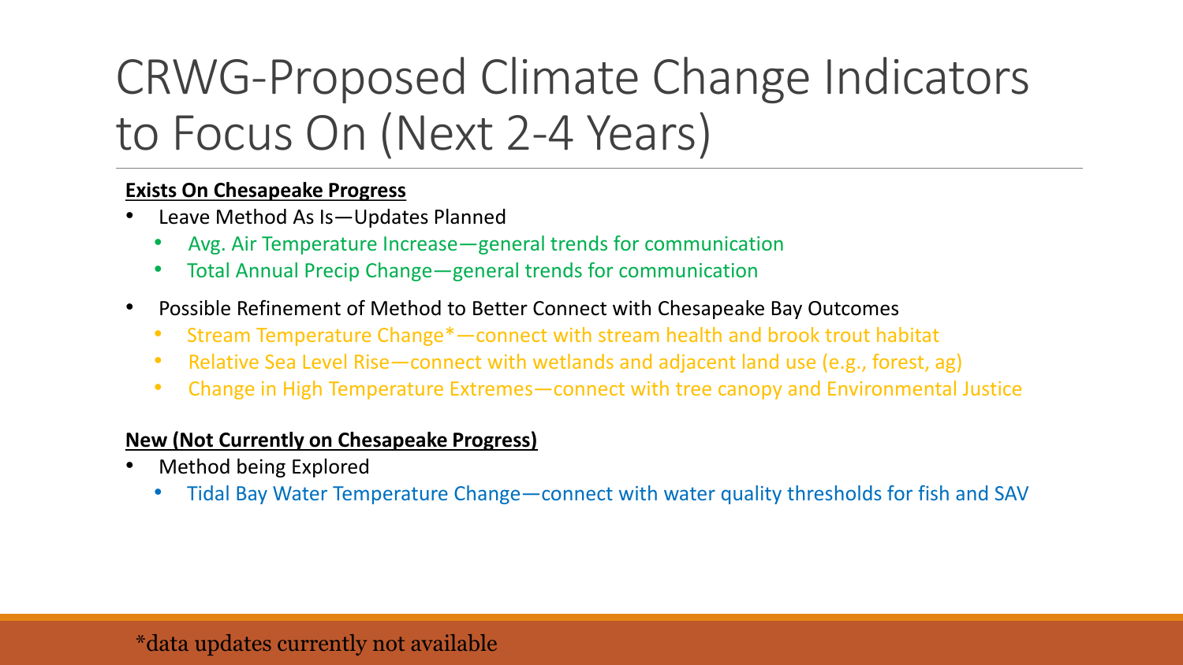# CRWG-Proposed Climate Change Indicators to Focus On (Next 2-4 Years)

**Exists On Chesapeake Progress**

- Leave Method As Is—Updates Planned
  - Avg. Air Temperature Increase—general trends for communication
  - Total Annual Precip Change—general trends for communication
- Possible Refinement of Method to Better Connect with Chesapeake Bay Outcomes
  - Stream Temperature Change*—connect with stream health and brook trout habitat
  - Relative Sea Level Rise—connect with wetlands and adjacent land use (e.g., forest, ag)
  - Change in High Temperature Extremes—connect with tree canopy and Environmental Justice

**New (Not Currently on Chesapeake Progress)**

- Method being Explored
  - Tidal Bay Water Temperature Change—connect with water quality thresholds for fish and SAV

*data updates currently not available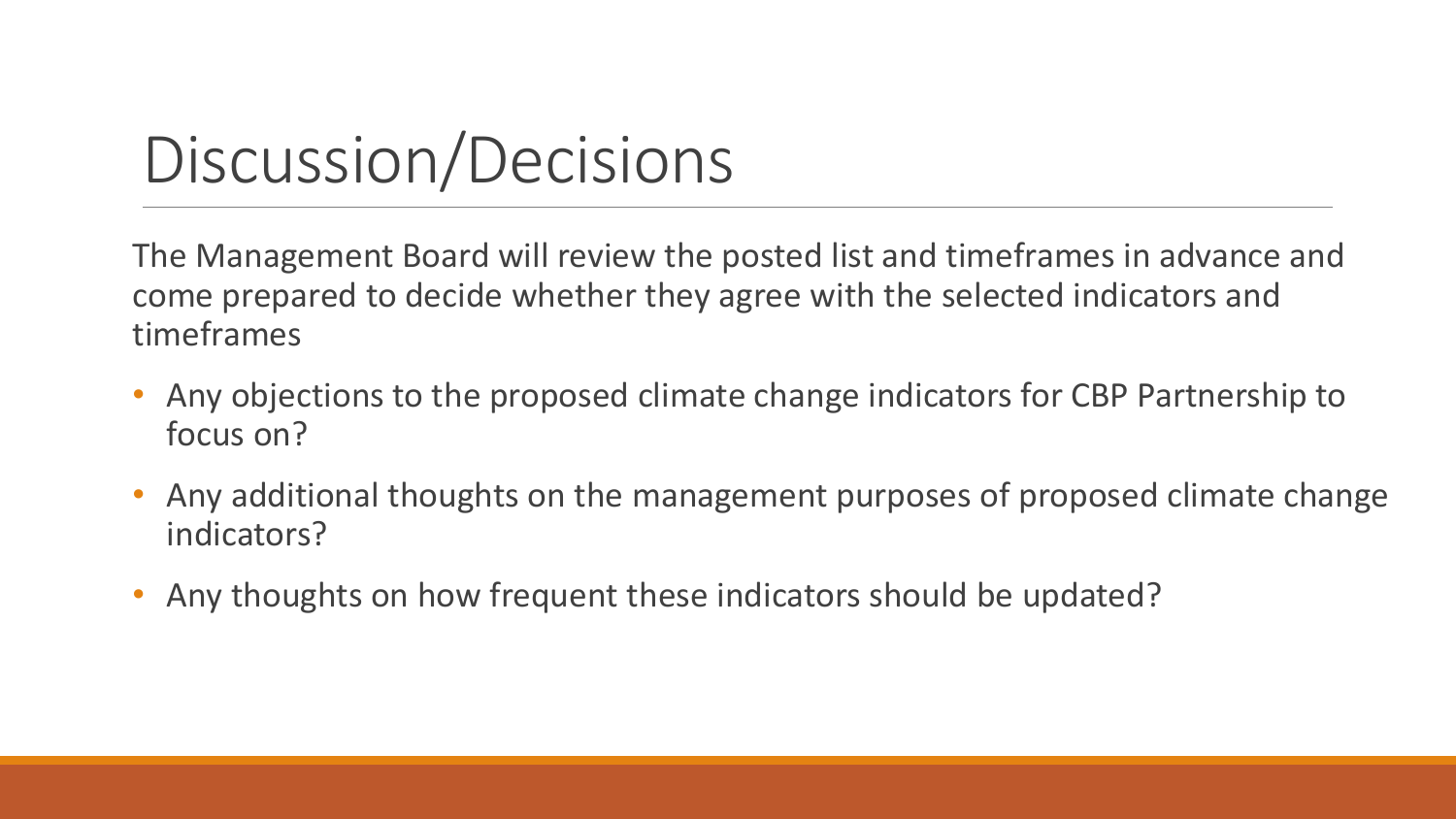# Discussion/Decisions

The Management Board will review the posted list and timeframes in advance and come prepared to decide whether they agree with the selected indicators and timeframes

- Any objections to the proposed climate change indicators for CBP Partnership to focus on?
- Any additional thoughts on the management purposes of proposed climate change indicators?
- Any thoughts on how frequent these indicators should be updated?